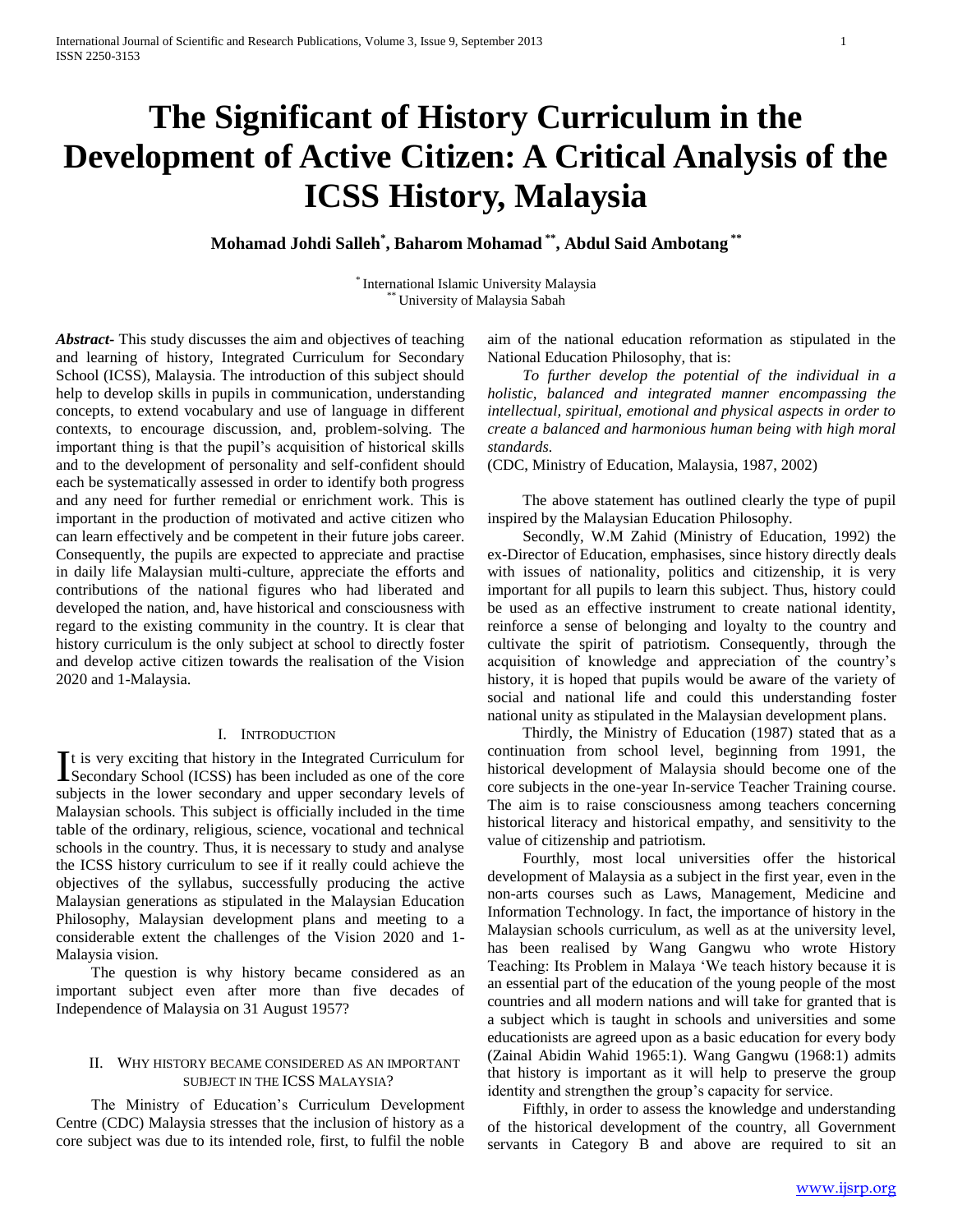# The Significant of History Curriculum in the Development of Active Citizen: A Critical Analysis of the ICSS History, Malaysia

**Mohamad Johdi Salleh[*], Baharom Mohamad[**], Abdul Said Ambotang[**]**

[*] International Islamic University Malaysia
[**] University of Malaysia Sabah

***Abstract*-** This study discusses the aim and objectives of teaching and learning of history, Integrated Curriculum for Secondary School (ICSS), Malaysia. The introduction of this subject should help to develop skills in pupils in communication, understanding concepts, to extend vocabulary and use of language in different contexts, to encourage discussion, and, problem-solving. The important thing is that the pupil's acquisition of historical skills and to the development of personality and self-confident should each be systematically assessed in order to identify both progress and any need for further remedial or enrichment work. This is important in the production of motivated and active citizen who can learn effectively and be competent in their future jobs career. Consequently, the pupils are expected to appreciate and practise in daily life Malaysian multi-culture, appreciate the efforts and contributions of the national figures who had liberated and developed the nation, and, have historical and consciousness with regard to the existing community in the country. It is clear that history curriculum is the only subject at school to directly foster and develop active citizen towards the realisation of the Vision 2020 and 1-Malaysia.

## I. Introduction

It is very exciting that history in the Integrated Curriculum for Secondary School (ICSS) has been included as one of the core subjects in the lower secondary and upper secondary levels of Malaysian schools. This subject is officially included in the time table of the ordinary, religious, science, vocational and technical schools in the country. Thus, it is necessary to study and analyse the ICSS history curriculum to see if it really could achieve the objectives of the syllabus, successfully producing the active Malaysian generations as stipulated in the Malaysian Education Philosophy, Malaysian development plans and meeting to a considerable extent the challenges of the Vision 2020 and 1-Malaysia vision.

The question is why history became considered as an important subject even after more than five decades of Independence of Malaysia on 31 August 1957?

## II. Why history became considered as an important subject in the ICSS Malaysia?

The Ministry of Education's Curriculum Development Centre (CDC) Malaysia stresses that the inclusion of history as a core subject was due to its intended role, first, to fulfil the noble aim of the national education reformation as stipulated in the National Education Philosophy, that is:

*To further develop the potential of the individual in a holistic, balanced and integrated manner encompassing the intellectual, spiritual, emotional and physical aspects in order to create a balanced and harmonious human being with high moral standards.*

(CDC, Ministry of Education, Malaysia, 1987, 2002)

The above statement has outlined clearly the type of pupil inspired by the Malaysian Education Philosophy.

Secondly, W.M Zahid (Ministry of Education, 1992) the ex-Director of Education, emphasises, since history directly deals with issues of nationality, politics and citizenship, it is very important for all pupils to learn this subject. Thus, history could be used as an effective instrument to create national identity, reinforce a sense of belonging and loyalty to the country and cultivate the spirit of patriotism. Consequently, through the acquisition of knowledge and appreciation of the country's history, it is hoped that pupils would be aware of the variety of social and national life and could this understanding foster national unity as stipulated in the Malaysian development plans.

Thirdly, the Ministry of Education (1987) stated that as a continuation from school level, beginning from 1991, the historical development of Malaysia should become one of the core subjects in the one-year In-service Teacher Training course. The aim is to raise consciousness among teachers concerning historical literacy and historical empathy, and sensitivity to the value of citizenship and patriotism.

Fourthly, most local universities offer the historical development of Malaysia as a subject in the first year, even in the non-arts courses such as Laws, Management, Medicine and Information Technology. In fact, the importance of history in the Malaysian schools curriculum, as well as at the university level, has been realised by Wang Gangwu who wrote History Teaching: Its Problem in Malaya 'We teach history because it is an essential part of the education of the young people of the most countries and all modern nations and will take for granted that is a subject which is taught in schools and universities and some educationists are agreed upon as a basic education for every body (Zainal Abidin Wahid 1965:1). Wang Gangwu (1968:1) admits that history is important as it will help to preserve the group identity and strengthen the group's capacity for service.

Fifthly, in order to assess the knowledge and understanding of the historical development of the country, all Government servants in Category B and above are required to sit an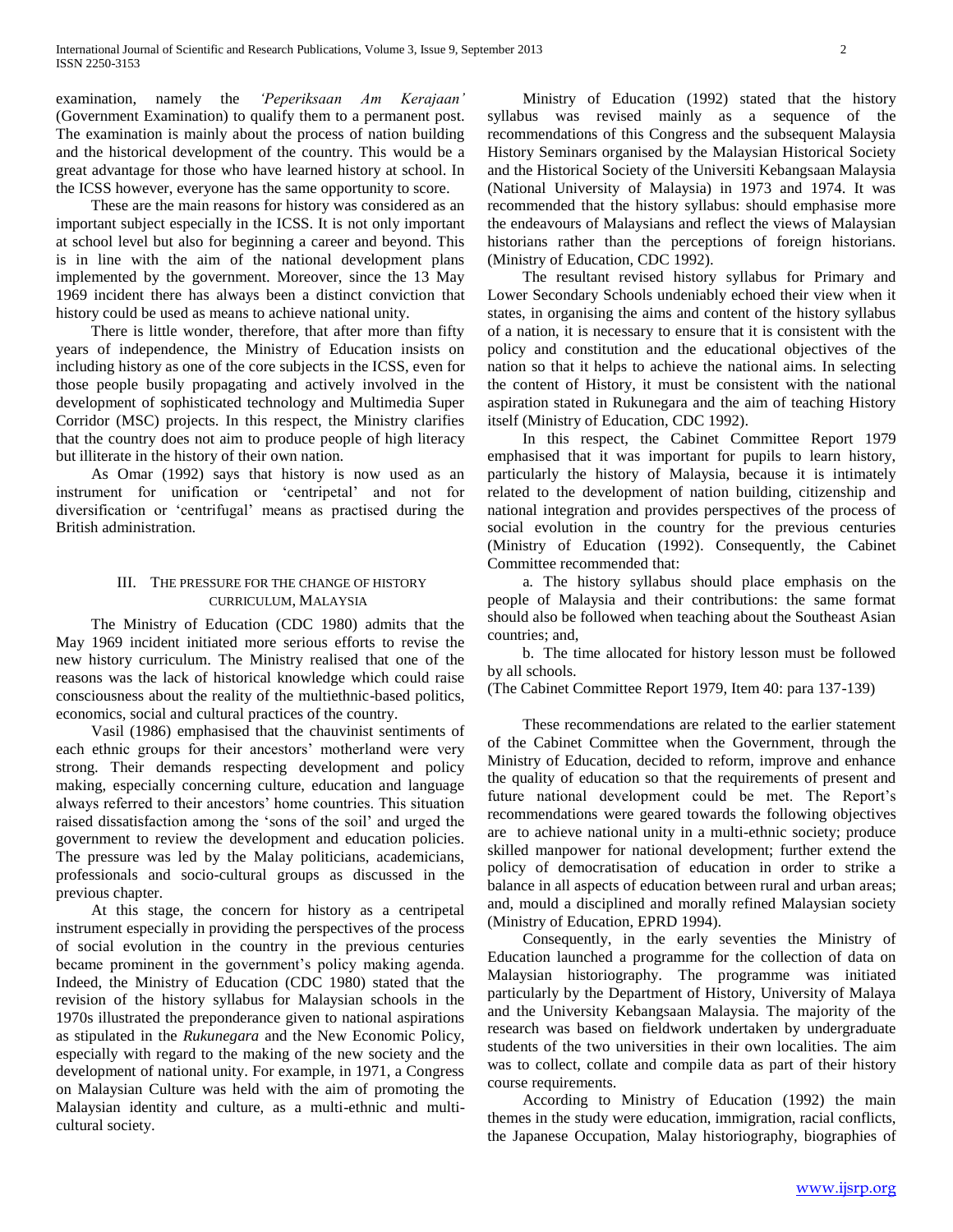examination, namely the *'Peperiksaan Am Kerajaan'* (Government Examination) to qualify them to a permanent post. The examination is mainly about the process of nation building and the historical development of the country. This would be a great advantage for those who have learned history at school. In the ICSS however, everyone has the same opportunity to score.

These are the main reasons for history was considered as an important subject especially in the ICSS. It is not only important at school level but also for beginning a career and beyond. This is in line with the aim of the national development plans implemented by the government. Moreover, since the 13 May 1969 incident there has always been a distinct conviction that history could be used as means to achieve national unity.

There is little wonder, therefore, that after more than fifty years of independence, the Ministry of Education insists on including history as one of the core subjects in the ICSS, even for those people busily propagating and actively involved in the development of sophisticated technology and Multimedia Super Corridor (MSC) projects. In this respect, the Ministry clarifies that the country does not aim to produce people of high literacy but illiterate in the history of their own nation.

As Omar (1992) says that history is now used as an instrument for unification or 'centripetal' and not for diversification or 'centrifugal' means as practised during the British administration.

## III. The pressure for the change of history curriculum, Malaysia

The Ministry of Education (CDC 1980) admits that the May 1969 incident initiated more serious efforts to revise the new history curriculum. The Ministry realised that one of the reasons was the lack of historical knowledge which could raise consciousness about the reality of the multiethnic-based politics, economics, social and cultural practices of the country.

Vasil (1986) emphasised that the chauvinist sentiments of each ethnic groups for their ancestors' motherland were very strong. Their demands respecting development and policy making, especially concerning culture, education and language always referred to their ancestors' home countries. This situation raised dissatisfaction among the 'sons of the soil' and urged the government to review the development and education policies. The pressure was led by the Malay politicians, academicians, professionals and socio-cultural groups as discussed in the previous chapter.

At this stage, the concern for history as a centripetal instrument especially in providing the perspectives of the process of social evolution in the country in the previous centuries became prominent in the government's policy making agenda. Indeed, the Ministry of Education (CDC 1980) stated that the revision of the history syllabus for Malaysian schools in the 1970s illustrated the preponderance given to national aspirations as stipulated in the *Rukunegara* and the New Economic Policy, especially with regard to the making of the new society and the development of national unity. For example, in 1971, a Congress on Malaysian Culture was held with the aim of promoting the Malaysian identity and culture, as a multi-ethnic and multi-cultural society.

Ministry of Education (1992) stated that the history syllabus was revised mainly as a sequence of the recommendations of this Congress and the subsequent Malaysia History Seminars organised by the Malaysian Historical Society and the Historical Society of the Universiti Kebangsaan Malaysia (National University of Malaysia) in 1973 and 1974. It was recommended that the history syllabus: should emphasise more the endeavours of Malaysians and reflect the views of Malaysian historians rather than the perceptions of foreign historians. (Ministry of Education, CDC 1992).

The resultant revised history syllabus for Primary and Lower Secondary Schools undeniably echoed their view when it states, in organising the aims and content of the history syllabus of a nation, it is necessary to ensure that it is consistent with the policy and constitution and the educational objectives of the nation so that it helps to achieve the national aims. In selecting the content of History, it must be consistent with the national aspiration stated in Rukunegara and the aim of teaching History itself (Ministry of Education, CDC 1992).

In this respect, the Cabinet Committee Report 1979 emphasised that it was important for pupils to learn history, particularly the history of Malaysia, because it is intimately related to the development of nation building, citizenship and national integration and provides perspectives of the process of social evolution in the country for the previous centuries (Ministry of Education (1992). Consequently, the Cabinet Committee recommended that:

a. The history syllabus should place emphasis on the people of Malaysia and their contributions: the same format should also be followed when teaching about the Southeast Asian countries; and,

b. The time allocated for history lesson must be followed by all schools.

(The Cabinet Committee Report 1979, Item 40: para 137-139)

These recommendations are related to the earlier statement of the Cabinet Committee when the Government, through the Ministry of Education, decided to reform, improve and enhance the quality of education so that the requirements of present and future national development could be met. The Report's recommendations were geared towards the following objectives are to achieve national unity in a multi-ethnic society; produce skilled manpower for national development; further extend the policy of democratisation of education in order to strike a balance in all aspects of education between rural and urban areas; and, mould a disciplined and morally refined Malaysian society (Ministry of Education, EPRD 1994).

Consequently, in the early seventies the Ministry of Education launched a programme for the collection of data on Malaysian historiography. The programme was initiated particularly by the Department of History, University of Malaya and the University Kebangsaan Malaysia. The majority of the research was based on fieldwork undertaken by undergraduate students of the two universities in their own localities. The aim was to collect, collate and compile data as part of their history course requirements.

According to Ministry of Education (1992) the main themes in the study were education, immigration, racial conflicts, the Japanese Occupation, Malay historiography, biographies of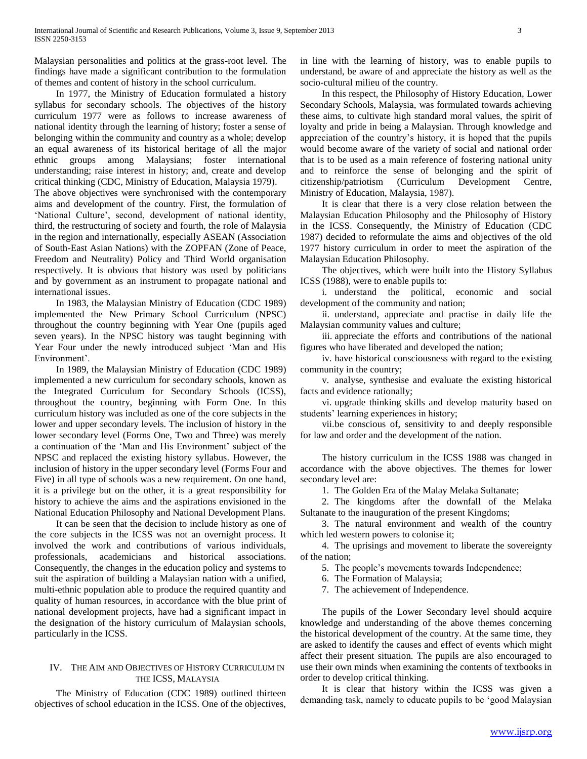Malaysian personalities and politics at the grass-root level. The findings have made a significant contribution to the formulation of themes and content of history in the school curriculum.

In 1977, the Ministry of Education formulated a history syllabus for secondary schools. The objectives of the history curriculum 1977 were as follows to increase awareness of national identity through the learning of history; foster a sense of belonging within the community and country as a whole; develop an equal awareness of its historical heritage of all the major ethnic groups among Malaysians; foster international understanding; raise interest in history; and, create and develop critical thinking (CDC, Ministry of Education, Malaysia 1979).

The above objectives were synchronised with the contemporary aims and development of the country. First, the formulation of 'National Culture', second, development of national identity, third, the restructuring of society and fourth, the role of Malaysia in the region and internationally, especially ASEAN (Association of South-East Asian Nations) with the ZOPFAN (Zone of Peace, Freedom and Neutrality) Policy and Third World organisation respectively. It is obvious that history was used by politicians and by government as an instrument to propagate national and international issues.

In 1983, the Malaysian Ministry of Education (CDC 1989) implemented the New Primary School Curriculum (NPSC) throughout the country beginning with Year One (pupils aged seven years). In the NPSC history was taught beginning with Year Four under the newly introduced subject 'Man and His Environment'.

In 1989, the Malaysian Ministry of Education (CDC 1989) implemented a new curriculum for secondary schools, known as the Integrated Curriculum for Secondary Schools (ICSS), throughout the country, beginning with Form One. In this curriculum history was included as one of the core subjects in the lower and upper secondary levels. The inclusion of history in the lower secondary level (Forms One, Two and Three) was merely a continuation of the 'Man and His Environment' subject of the NPSC and replaced the existing history syllabus. However, the inclusion of history in the upper secondary level (Forms Four and Five) in all type of schools was a new requirement. On one hand, it is a privilege but on the other, it is a great responsibility for history to achieve the aims and the aspirations envisioned in the National Education Philosophy and National Development Plans.

It can be seen that the decision to include history as one of the core subjects in the ICSS was not an overnight process. It involved the work and contributions of various individuals, professionals, academicians and historical associations. Consequently, the changes in the education policy and systems to suit the aspiration of building a Malaysian nation with a unified, multi-ethnic population able to produce the required quantity and quality of human resources, in accordance with the blue print of national development projects, have had a significant impact in the designation of the history curriculum of Malaysian schools, particularly in the ICSS.

## IV. The Aim and Objectives of History Curriculum in the ICSS, Malaysia

The Ministry of Education (CDC 1989) outlined thirteen objectives of school education in the ICSS. One of the objectives, in line with the learning of history, was to enable pupils to understand, be aware of and appreciate the history as well as the socio-cultural milieu of the country.

In this respect, the Philosophy of History Education, Lower Secondary Schools, Malaysia, was formulated towards achieving these aims, to cultivate high standard moral values, the spirit of loyalty and pride in being a Malaysian. Through knowledge and appreciation of the country's history, it is hoped that the pupils would become aware of the variety of social and national order that is to be used as a main reference of fostering national unity and to reinforce the sense of belonging and the spirit of citizenship/patriotism (Curriculum Development Centre, Ministry of Education, Malaysia, 1987).

It is clear that there is a very close relation between the Malaysian Education Philosophy and the Philosophy of History in the ICSS. Consequently, the Ministry of Education (CDC 1987) decided to reformulate the aims and objectives of the old 1977 history curriculum in order to meet the aspiration of the Malaysian Education Philosophy.

The objectives, which were built into the History Syllabus ICSS (1988), were to enable pupils to:

i. understand the political, economic and social development of the community and nation;

ii. understand, appreciate and practise in daily life the Malaysian community values and culture;

iii. appreciate the efforts and contributions of the national figures who have liberated and developed the nation;

iv. have historical consciousness with regard to the existing community in the country;

v. analyse, synthesise and evaluate the existing historical facts and evidence rationally;

vi. upgrade thinking skills and develop maturity based on students' learning experiences in history;

vii. be conscious of, sensitivity to and deeply responsible for law and order and the development of the nation.

The history curriculum in the ICSS 1988 was changed in accordance with the above objectives. The themes for lower secondary level are:

1. The Golden Era of the Malay Melaka Sultanate;
2. The kingdoms after the downfall of the Melaka Sultanate to the inauguration of the present Kingdoms;
3. The natural environment and wealth of the country which led western powers to colonise it;
4. The uprisings and movement to liberate the sovereignty of the nation;
5. The people's movements towards Independence;
6. The Formation of Malaysia;
7. The achievement of Independence.

The pupils of the Lower Secondary level should acquire knowledge and understanding of the above themes concerning the historical development of the country. At the same time, they are asked to identify the causes and effect of events which might affect their present situation. The pupils are also encouraged to use their own minds when examining the contents of textbooks in order to develop critical thinking.

It is clear that history within the ICSS was given a demanding task, namely to educate pupils to be 'good Malaysian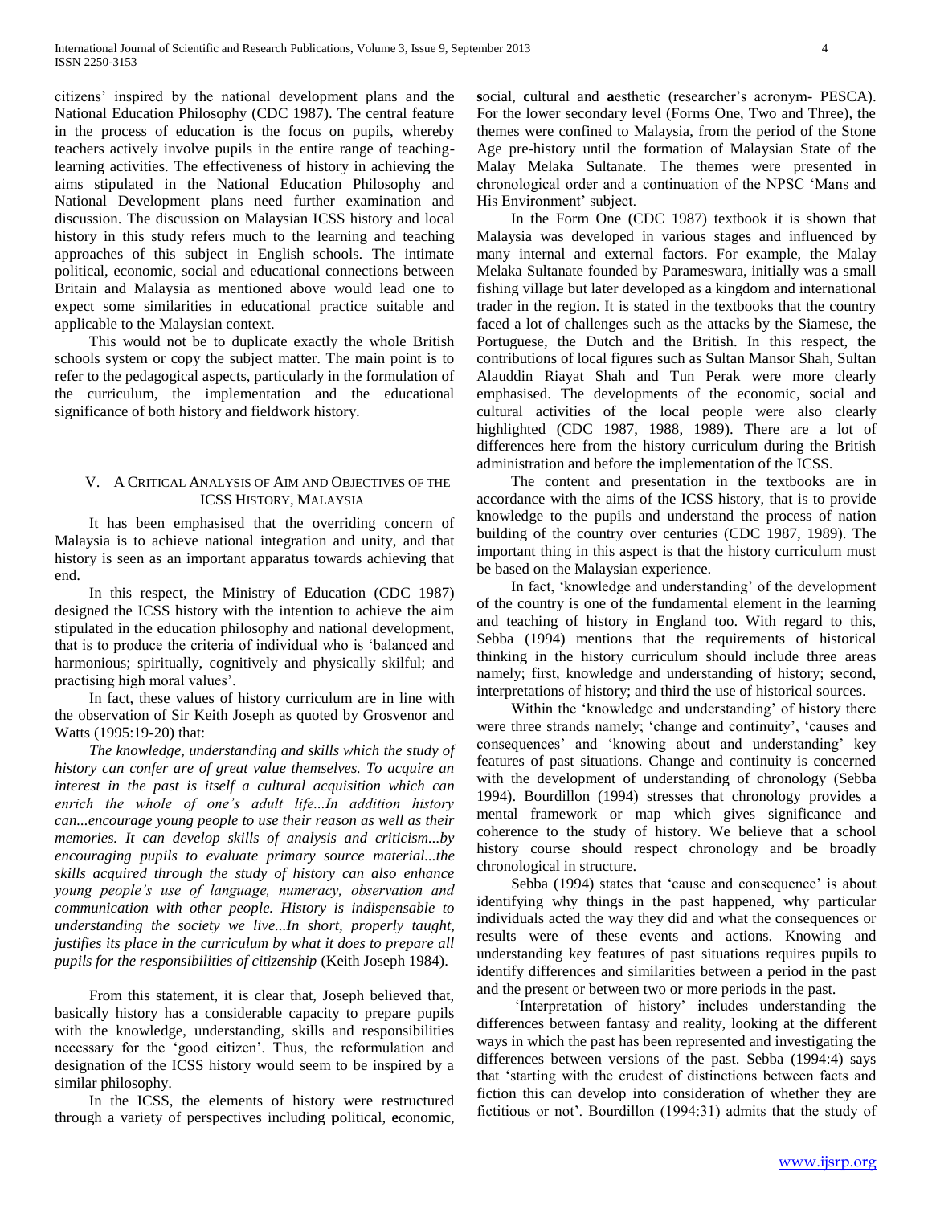citizens' inspired by the national development plans and the National Education Philosophy (CDC 1987). The central feature in the process of education is the focus on pupils, whereby teachers actively involve pupils in the entire range of teaching-learning activities. The effectiveness of history in achieving the aims stipulated in the National Education Philosophy and National Development plans need further examination and discussion. The discussion on Malaysian ICSS history and local history in this study refers much to the learning and teaching approaches of this subject in English schools. The intimate political, economic, social and educational connections between Britain and Malaysia as mentioned above would lead one to expect some similarities in educational practice suitable and applicable to the Malaysian context.

This would not be to duplicate exactly the whole British schools system or copy the subject matter. The main point is to refer to the pedagogical aspects, particularly in the formulation of the curriculum, the implementation and the educational significance of both history and fieldwork history.

## V. A Critical Analysis of Aim and Objectives of the ICSS History, Malaysia

It has been emphasised that the overriding concern of Malaysia is to achieve national integration and unity, and that history is seen as an important apparatus towards achieving that end.

In this respect, the Ministry of Education (CDC 1987) designed the ICSS history with the intention to achieve the aim stipulated in the education philosophy and national development, that is to produce the criteria of individual who is 'balanced and harmonious; spiritually, cognitively and physically skilful; and practising high moral values'.

In fact, these values of history curriculum are in line with the observation of Sir Keith Joseph as quoted by Grosvenor and Watts (1995:19-20) that:

*The knowledge, understanding and skills which the study of history can confer are of great value themselves. To acquire an interest in the past is itself a cultural acquisition which can enrich the whole of one's adult life...In addition history can...encourage young people to use their reason as well as their memories. It can develop skills of analysis and criticism...by encouraging pupils to evaluate primary source material...the skills acquired through the study of history can also enhance young people's use of language, numeracy, observation and communication with other people. History is indispensable to understanding the society we live...In short, properly taught, justifies its place in the curriculum by what it does to prepare all pupils for the responsibilities of citizenship* (Keith Joseph 1984).

From this statement, it is clear that, Joseph believed that, basically history has a considerable capacity to prepare pupils with the knowledge, understanding, skills and responsibilities necessary for the 'good citizen'. Thus, the reformulation and designation of the ICSS history would seem to be inspired by a similar philosophy.

In the ICSS, the elements of history were restructured through a variety of perspectives including **p**olitical, **e**conomic, **s**ocial, **c**ultural and **a**esthetic (researcher's acronym- PESCA). For the lower secondary level (Forms One, Two and Three), the themes were confined to Malaysia, from the period of the Stone Age pre-history until the formation of Malaysian State of the Malay Melaka Sultanate. The themes were presented in chronological order and a continuation of the NPSC 'Mans and His Environment' subject.

In the Form One (CDC 1987) textbook it is shown that Malaysia was developed in various stages and influenced by many internal and external factors. For example, the Malay Melaka Sultanate founded by Parameswara, initially was a small fishing village but later developed as a kingdom and international trader in the region. It is stated in the textbooks that the country faced a lot of challenges such as the attacks by the Siamese, the Portuguese, the Dutch and the British. In this respect, the contributions of local figures such as Sultan Mansor Shah, Sultan Alauddin Riayat Shah and Tun Perak were more clearly emphasised. The developments of the economic, social and cultural activities of the local people were also clearly highlighted (CDC 1987, 1988, 1989). There are a lot of differences here from the history curriculum during the British administration and before the implementation of the ICSS.

The content and presentation in the textbooks are in accordance with the aims of the ICSS history, that is to provide knowledge to the pupils and understand the process of nation building of the country over centuries (CDC 1987, 1989). The important thing in this aspect is that the history curriculum must be based on the Malaysian experience.

In fact, 'knowledge and understanding' of the development of the country is one of the fundamental element in the learning and teaching of history in England too. With regard to this, Sebba (1994) mentions that the requirements of historical thinking in the history curriculum should include three areas namely; first, knowledge and understanding of history; second, interpretations of history; and third the use of historical sources.

Within the 'knowledge and understanding' of history there were three strands namely; 'change and continuity', 'causes and consequences' and 'knowing about and understanding' key features of past situations. Change and continuity is concerned with the development of understanding of chronology (Sebba 1994). Bourdillon (1994) stresses that chronology provides a mental framework or map which gives significance and coherence to the study of history. We believe that a school history course should respect chronology and be broadly chronological in structure.

Sebba (1994) states that 'cause and consequence' is about identifying why things in the past happened, why particular individuals acted the way they did and what the consequences or results were of these events and actions. Knowing and understanding key features of past situations requires pupils to identify differences and similarities between a period in the past and the present or between two or more periods in the past.

'Interpretation of history' includes understanding the differences between fantasy and reality, looking at the different ways in which the past has been represented and investigating the differences between versions of the past. Sebba (1994:4) says that 'starting with the crudest of distinctions between facts and fiction this can develop into consideration of whether they are fictitious or not'. Bourdillon (1994:31) admits that the study of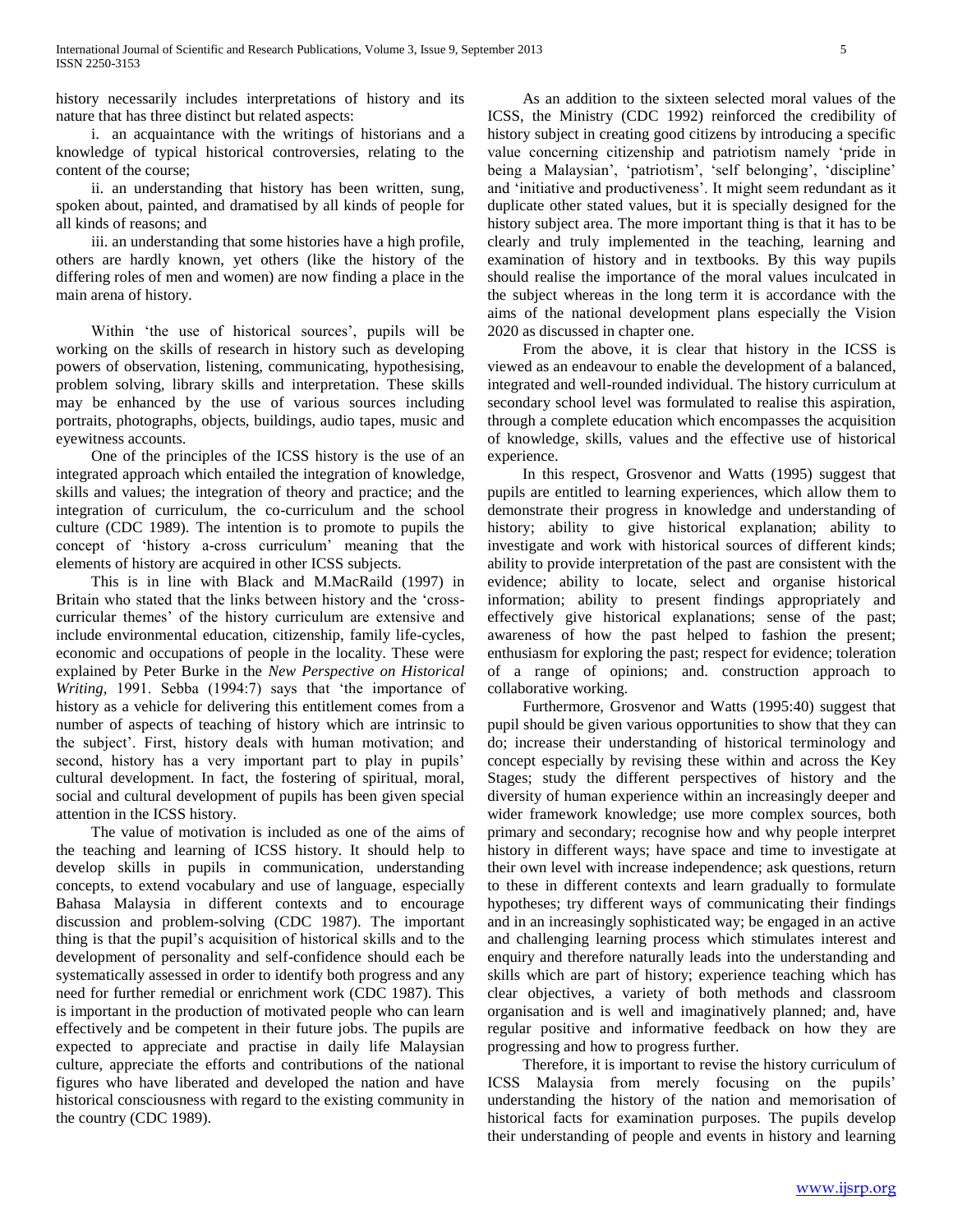history necessarily includes interpretations of history and its nature that has three distinct but related aspects:

i. an acquaintance with the writings of historians and a knowledge of typical historical controversies, relating to the content of the course;

ii. an understanding that history has been written, sung, spoken about, painted, and dramatised by all kinds of people for all kinds of reasons; and

iii. an understanding that some histories have a high profile, others are hardly known, yet others (like the history of the differing roles of men and women) are now finding a place in the main arena of history.

Within 'the use of historical sources', pupils will be working on the skills of research in history such as developing powers of observation, listening, communicating, hypothesising, problem solving, library skills and interpretation. These skills may be enhanced by the use of various sources including portraits, photographs, objects, buildings, audio tapes, music and eyewitness accounts.

One of the principles of the ICSS history is the use of an integrated approach which entailed the integration of knowledge, skills and values; the integration of theory and practice; and the integration of curriculum, the co-curriculum and the school culture (CDC 1989). The intention is to promote to pupils the concept of 'history a-cross curriculum' meaning that the elements of history are acquired in other ICSS subjects.

This is in line with Black and M.MacRaild (1997) in Britain who stated that the links between history and the 'cross-curricular themes' of the history curriculum are extensive and include environmental education, citizenship, family life-cycles, economic and occupations of people in the locality. These were explained by Peter Burke in the *New Perspective on Historical Writing,* 1991. Sebba (1994:7) says that 'the importance of history as a vehicle for delivering this entitlement comes from a number of aspects of teaching of history which are intrinsic to the subject'. First, history deals with human motivation; and second, history has a very important part to play in pupils' cultural development. In fact, the fostering of spiritual, moral, social and cultural development of pupils has been given special attention in the ICSS history.

The value of motivation is included as one of the aims of the teaching and learning of ICSS history. It should help to develop skills in pupils in communication, understanding concepts, to extend vocabulary and use of language, especially Bahasa Malaysia in different contexts and to encourage discussion and problem-solving (CDC 1987). The important thing is that the pupil's acquisition of historical skills and to the development of personality and self-confidence should each be systematically assessed in order to identify both progress and any need for further remedial or enrichment work (CDC 1987). This is important in the production of motivated people who can learn effectively and be competent in their future jobs. The pupils are expected to appreciate and practise in daily life Malaysian culture, appreciate the efforts and contributions of the national figures who have liberated and developed the nation and have historical consciousness with regard to the existing community in the country (CDC 1989).

As an addition to the sixteen selected moral values of the ICSS, the Ministry (CDC 1992) reinforced the credibility of history subject in creating good citizens by introducing a specific value concerning citizenship and patriotism namely 'pride in being a Malaysian', 'patriotism', 'self belonging', 'discipline' and 'initiative and productiveness'. It might seem redundant as it duplicate other stated values, but it is specially designed for the history subject area. The more important thing is that it has to be clearly and truly implemented in the teaching, learning and examination of history and in textbooks. By this way pupils should realise the importance of the moral values inculcated in the subject whereas in the long term it is accordance with the aims of the national development plans especially the Vision 2020 as discussed in chapter one.

From the above, it is clear that history in the ICSS is viewed as an endeavour to enable the development of a balanced, integrated and well-rounded individual. The history curriculum at secondary school level was formulated to realise this aspiration, through a complete education which encompasses the acquisition of knowledge, skills, values and the effective use of historical experience.

In this respect, Grosvenor and Watts (1995) suggest that pupils are entitled to learning experiences, which allow them to demonstrate their progress in knowledge and understanding of history; ability to give historical explanation; ability to investigate and work with historical sources of different kinds; ability to provide interpretation of the past are consistent with the evidence; ability to locate, select and organise historical information; ability to present findings appropriately and effectively give historical explanations; sense of the past; awareness of how the past helped to fashion the present; enthusiasm for exploring the past; respect for evidence; toleration of a range of opinions; and. construction approach to collaborative working.

Furthermore, Grosvenor and Watts (1995:40) suggest that pupil should be given various opportunities to show that they can do; increase their understanding of historical terminology and concept especially by revising these within and across the Key Stages; study the different perspectives of history and the diversity of human experience within an increasingly deeper and wider framework knowledge; use more complex sources, both primary and secondary; recognise how and why people interpret history in different ways; have space and time to investigate at their own level with increase independence; ask questions, return to these in different contexts and learn gradually to formulate hypotheses; try different ways of communicating their findings and in an increasingly sophisticated way; be engaged in an active and challenging learning process which stimulates interest and enquiry and therefore naturally leads into the understanding and skills which are part of history; experience teaching which has clear objectives, a variety of both methods and classroom organisation and is well and imaginatively planned; and, have regular positive and informative feedback on how they are progressing and how to progress further.

Therefore, it is important to revise the history curriculum of ICSS Malaysia from merely focusing on the pupils' understanding the history of the nation and memorisation of historical facts for examination purposes. The pupils develop their understanding of people and events in history and learning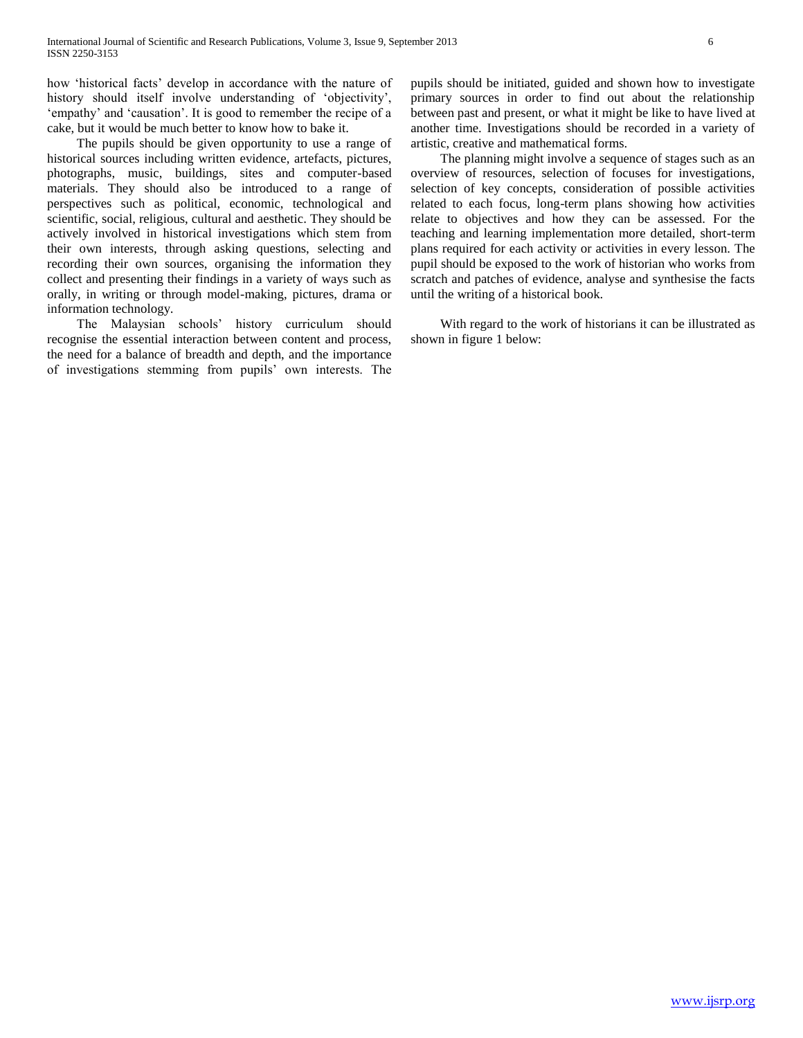how 'historical facts' develop in accordance with the nature of history should itself involve understanding of 'objectivity', 'empathy' and 'causation'. It is good to remember the recipe of a cake, but it would be much better to know how to bake it.

The pupils should be given opportunity to use a range of historical sources including written evidence, artefacts, pictures, photographs, music, buildings, sites and computer-based materials. They should also be introduced to a range of perspectives such as political, economic, technological and scientific, social, religious, cultural and aesthetic. They should be actively involved in historical investigations which stem from their own interests, through asking questions, selecting and recording their own sources, organising the information they collect and presenting their findings in a variety of ways such as orally, in writing or through model-making, pictures, drama or information technology.

The Malaysian schools' history curriculum should recognise the essential interaction between content and process, the need for a balance of breadth and depth, and the importance of investigations stemming from pupils' own interests. The pupils should be initiated, guided and shown how to investigate primary sources in order to find out about the relationship between past and present, or what it might be like to have lived at another time. Investigations should be recorded in a variety of artistic, creative and mathematical forms.

The planning might involve a sequence of stages such as an overview of resources, selection of focuses for investigations, selection of key concepts, consideration of possible activities related to each focus, long-term plans showing how activities relate to objectives and how they can be assessed. For the teaching and learning implementation more detailed, short-term plans required for each activity or activities in every lesson. The pupil should be exposed to the work of historian who works from scratch and patches of evidence, analyse and synthesise the facts until the writing of a historical book.

With regard to the work of historians it can be illustrated as shown in figure 1 below: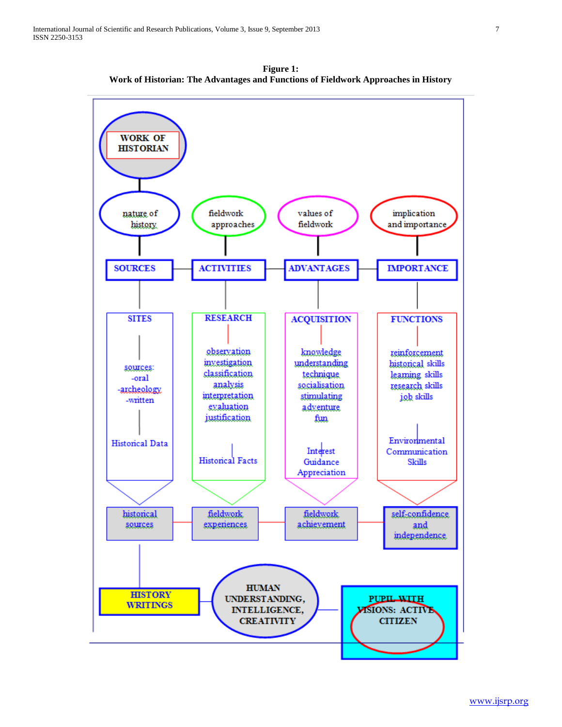**Figure 1:**
**Work of Historian: The Advantages and Functions of Fieldwork Approaches in History**

WORK OF HISTORIAN

nature of history — SOURCES — SITES: sources: -oral -archeology -written; Historical Data — historical sources

fieldwork approaches — ACTIVITIES — RESEARCH: observation, investigation, classification, analysis, interpretation, evaluation, justification; Historical Facts — fieldwork experiences

values of fieldwork — ADVANTAGES — ACQUISITION: knowledge, understanding, technique, socialisation, stimulating, adventure, fun; Interest, Guidance, Appreciation — fieldwork achievement

implication and importance — IMPORTANCE — FUNCTIONS: reinforcement, historical skills, learning skills, research skills, job skills; Environmental Communication Skills — self-confidence and independence

HISTORY WRITINGS — HUMAN UNDERSTANDING, INTELLIGENCE, CREATIVITY — PUPIL WITH VISIONS: ACTIVE CITIZEN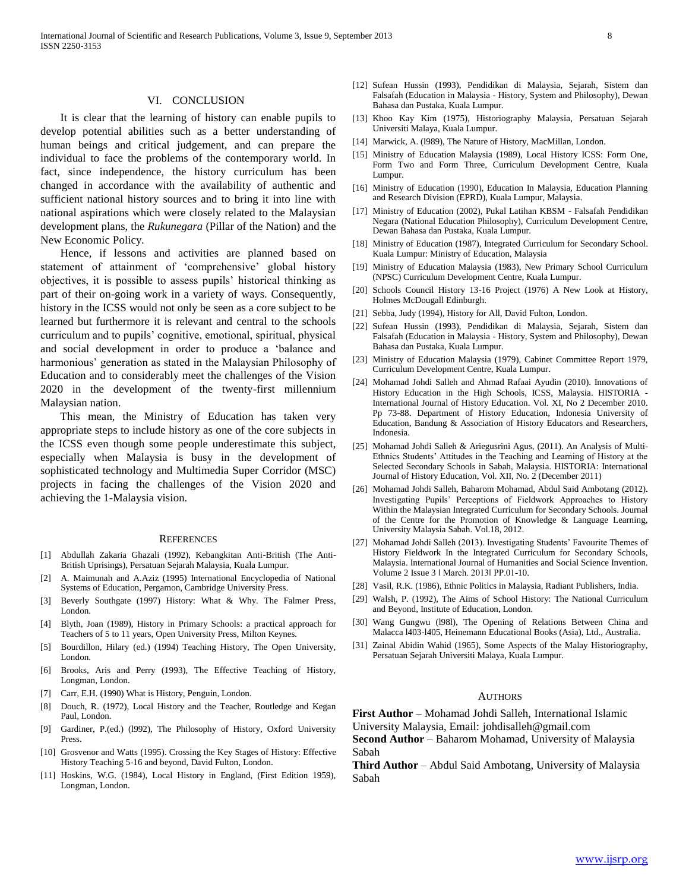## VI. CONCLUSION

It is clear that the learning of history can enable pupils to develop potential abilities such as a better understanding of human beings and critical judgement, and can prepare the individual to face the problems of the contemporary world. In fact, since independence, the history curriculum has been changed in accordance with the availability of authentic and sufficient national history sources and to bring it into line with national aspirations which were closely related to the Malaysian development plans, the *Rukunegara* (Pillar of the Nation) and the New Economic Policy.

Hence, if lessons and activities are planned based on statement of attainment of 'comprehensive' global history objectives, it is possible to assess pupils' historical thinking as part of their on-going work in a variety of ways. Consequently, history in the ICSS would not only be seen as a core subject to be learned but furthermore it is relevant and central to the schools curriculum and to pupils' cognitive, emotional, spiritual, physical and social development in order to produce a 'balance and harmonious' generation as stated in the Malaysian Philosophy of Education and to considerably meet the challenges of the Vision 2020 in the development of the twenty-first millennium Malaysian nation.

This mean, the Ministry of Education has taken very appropriate steps to include history as one of the core subjects in the ICSS even though some people underestimate this subject, especially when Malaysia is busy in the development of sophisticated technology and Multimedia Super Corridor (MSC) projects in facing the challenges of the Vision 2020 and achieving the 1-Malaysia vision.

## REFERENCES

[1] Abdullah Zakaria Ghazali (1992), Kebangkitan Anti-British (The Anti-British Uprisings), Persatuan Sejarah Malaysia, Kuala Lumpur.

[2] A. Maimunah and A.Aziz (1995) International Encyclopedia of National Systems of Education, Pergamon, Cambridge University Press.

[3] Beverly Southgate (1997) History: What & Why. The Falmer Press, London.

[4] Blyth, Joan (1989), History in Primary Schools: a practical approach for Teachers of 5 to 11 years, Open University Press, Milton Keynes.

[5] Bourdillon, Hilary (ed.) (1994) Teaching History, The Open University, London.

[6] Brooks, Aris and Perry (1993), The Effective Teaching of History, Longman, London.

[7] Carr, E.H. (1990) What is History, Penguin, London.

[8] Douch, R. (1972), Local History and the Teacher, Routledge and Kegan Paul, London.

[9] Gardiner, P.(ed.) (l992), The Philosophy of History, Oxford University Press.

[10] Grosvenor and Watts (1995). Crossing the Key Stages of History: Effective History Teaching 5-16 and beyond, David Fulton, London.

[11] Hoskins, W.G. (1984), Local History in England, (First Edition 1959), Longman, London.

[12] Sufean Hussin (1993), Pendidikan di Malaysia, Sejarah, Sistem dan Falsafah (Education in Malaysia - History, System and Philosophy), Dewan Bahasa dan Pustaka, Kuala Lumpur.

[13] Khoo Kay Kim (1975), Historiography Malaysia, Persatuan Sejarah Universiti Malaya, Kuala Lumpur.

[14] Marwick, A. (l989), The Nature of History, MacMillan, London.

[15] Ministry of Education Malaysia (1989), Local History ICSS: Form One, Form Two and Form Three, Curriculum Development Centre, Kuala Lumpur.

[16] Ministry of Education (1990), Education In Malaysia, Education Planning and Research Division (EPRD), Kuala Lumpur, Malaysia.

[17] Ministry of Education (2002), Pukal Latihan KBSM - Falsafah Pendidikan Negara (National Education Philosophy), Curriculum Development Centre, Dewan Bahasa dan Pustaka, Kuala Lumpur.

[18] Ministry of Education (1987), Integrated Curriculum for Secondary School. Kuala Lumpur: Ministry of Education, Malaysia

[19] Ministry of Education Malaysia (1983), New Primary School Curriculum (NPSC) Curriculum Development Centre, Kuala Lumpur.

[20] Schools Council History 13-16 Project (1976) A New Look at History, Holmes McDougall Edinburgh.

[21] Sebba, Judy (1994), History for All, David Fulton, London.

[22] Sufean Hussin (1993), Pendidikan di Malaysia, Sejarah, Sistem dan Falsafah (Education in Malaysia - History, System and Philosophy), Dewan Bahasa dan Pustaka, Kuala Lumpur.

[23] Ministry of Education Malaysia (1979), Cabinet Committee Report 1979, Curriculum Development Centre, Kuala Lumpur.

[24] Mohamad Johdi Salleh and Ahmad Rafaai Ayudin (2010). Innovations of History Education in the High Schools, ICSS, Malaysia. HISTORIA - International Journal of History Education. Vol. XI, No 2 December 2010. Pp 73-88. Department of History Education, Indonesia University of Education, Bandung & Association of History Educators and Researchers, Indonesia.

[25] Mohamad Johdi Salleh & Ariegusrini Agus, (2011). An Analysis of Multi-Ethnics Students' Attitudes in the Teaching and Learning of History at the Selected Secondary Schools in Sabah, Malaysia. HISTORIA: International Journal of History Education, Vol. XII, No. 2 (December 2011)

[26] Mohamad Johdi Salleh, Baharom Mohamad, Abdul Said Ambotang (2012). Investigating Pupils' Perceptions of Fieldwork Approaches to History Within the Malaysian Integrated Curriculum for Secondary Schools. Journal of the Centre for the Promotion of Knowledge & Language Learning, University Malaysia Sabah. Vol.18, 2012.

[27] Mohamad Johdi Salleh (2013). Investigating Students' Favourite Themes of History Fieldwork In the Integrated Curriculum for Secondary Schools, Malaysia. International Journal of Humanities and Social Science Invention. Volume 2 Issue 3 ǁ March. 2013ǁ PP.01-10.

[28] Vasil, R.K. (1986), Ethnic Politics in Malaysia, Radiant Publishers, India.

[29] Walsh, P. (1992), The Aims of School History: The National Curriculum and Beyond, Institute of Education, London.

[30] Wang Gungwu (l98l), The Opening of Relations Between China and Malacca l403-l405, Heinemann Educational Books (Asia), Ltd., Australia.

[31] Zainal Abidin Wahid (1965), Some Aspects of the Malay Historiography, Persatuan Sejarah Universiti Malaya, Kuala Lumpur.

## AUTHORS

**First Author** – Mohamad Johdi Salleh, International Islamic University Malaysia, Email: johdisalleh@gmail.com

**Second Author** – Baharom Mohamad, University of Malaysia Sabah

**Third Author** – Abdul Said Ambotang, University of Malaysia Sabah